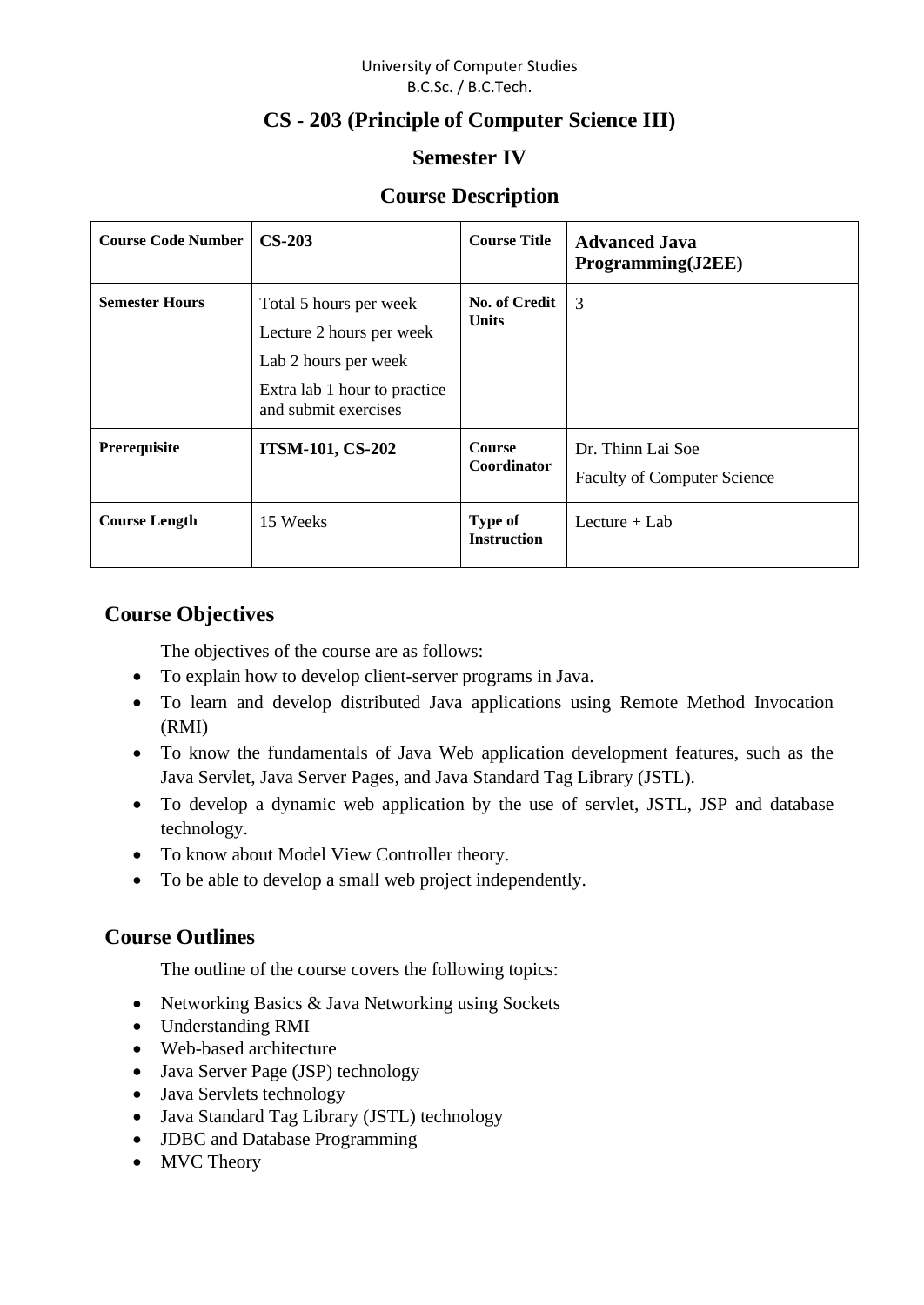University of Computer Studies
B.C.Sc. / B.C.Tech.

# CS - 203 (Principle of Computer Science III)

## Semester IV

## Course Description

| **Course Code Number** | **CS-203** | **Course Title** | **Advanced Java Programming(J2EE)** |
|---|---|---|---|
| **Semester Hours** | Total 5 hours per week<br>Lecture 2 hours per week<br>Lab 2 hours per week<br>Extra lab 1 hour to practice and submit exercises | **No. of Credit Units** | 3 |
| **Prerequisite** | **ITSM-101, CS-202** | **Course Coordinator** | Dr. Thinn Lai Soe<br>Faculty of Computer Science |
| **Course Length** | 15 Weeks | **Type of Instruction** | Lecture + Lab |

## Course Objectives

The objectives of the course are as follows:

- To explain how to develop client-server programs in Java.
- To learn and develop distributed Java applications using Remote Method Invocation (RMI)
- To know the fundamentals of Java Web application development features, such as the Java Servlet, Java Server Pages, and Java Standard Tag Library (JSTL).
- To develop a dynamic web application by the use of servlet, JSTL, JSP and database technology.
- To know about Model View Controller theory.
- To be able to develop a small web project independently.

## Course Outlines

The outline of the course covers the following topics:

- Networking Basics & Java Networking using Sockets
- Understanding RMI
- Web-based architecture
- Java Server Page (JSP) technology
- Java Servlets technology
- Java Standard Tag Library (JSTL) technology
- JDBC and Database Programming
- MVC Theory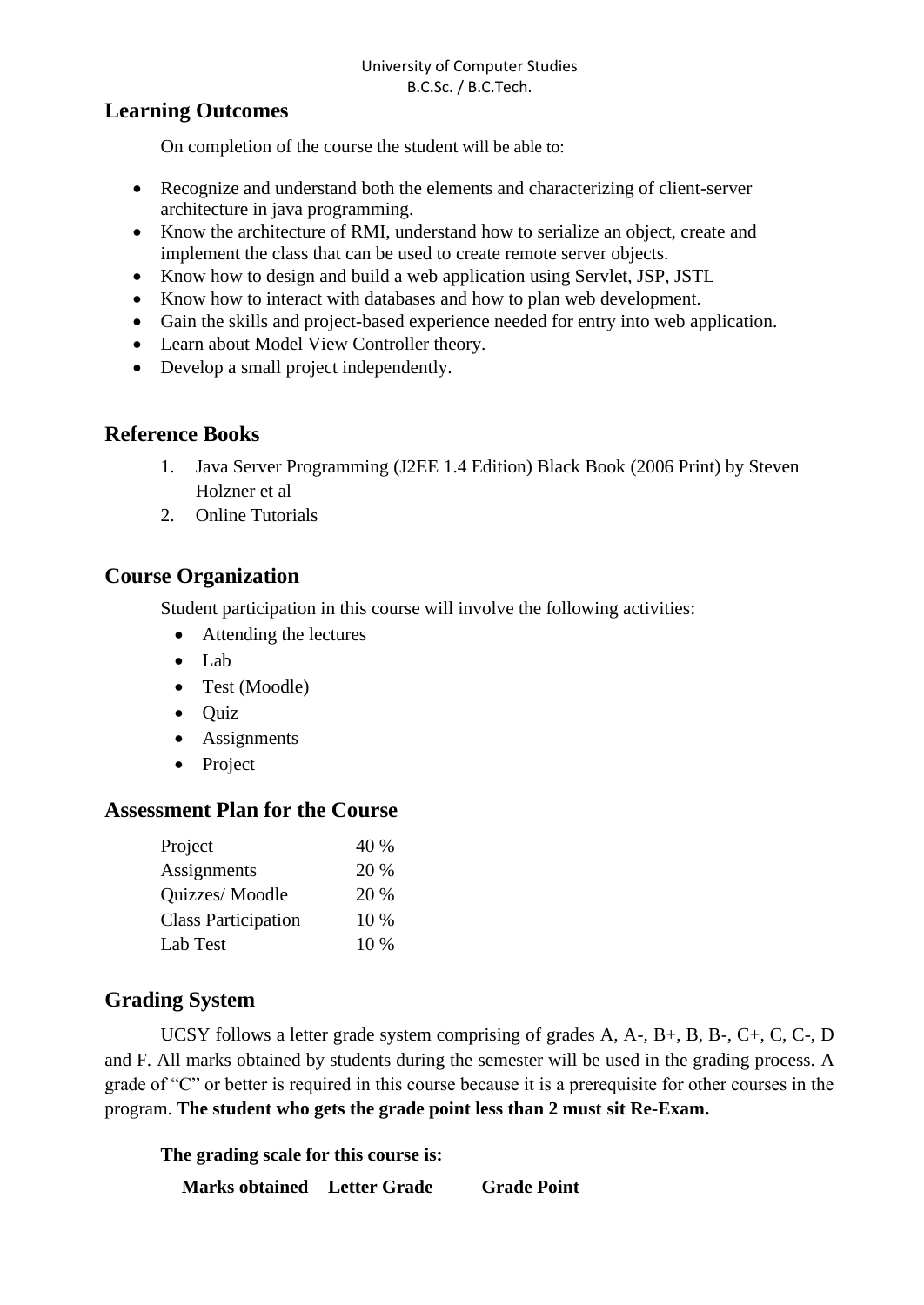## Learning Outcomes

On completion of the course the student will be able to:

- Recognize and understand both the elements and characterizing of client-server architecture in java programming.
- Know the architecture of RMI, understand how to serialize an object, create and implement the class that can be used to create remote server objects.
- Know how to design and build a web application using Servlet, JSP, JSTL
- Know how to interact with databases and how to plan web development.
- Gain the skills and project-based experience needed for entry into web application.
- Learn about Model View Controller theory.
- Develop a small project independently.

## Reference Books

1. Java Server Programming (J2EE 1.4 Edition) Black Book (2006 Print) by Steven Holzner et al
2. Online Tutorials

## Course Organization

Student participation in this course will involve the following activities:

- Attending the lectures
- Lab
- Test (Moodle)
- Quiz
- Assignments
- Project

## Assessment Plan for the Course

| | |
|---|---|
| Project | 40 % |
| Assignments | 20 % |
| Quizzes/ Moodle | 20 % |
| Class Participation | 10 % |
| Lab Test | 10 % |

## Grading System

UCSY follows a letter grade system comprising of grades A, A-, B+, B, B-, C+, C, C-, D and F. All marks obtained by students during the semester will be used in the grading process. A grade of "C" or better is required in this course because it is a prerequisite for other courses in the program. **The student who gets the grade point less than 2 must sit Re-Exam.**

**The grading scale for this course is:**

| **Marks obtained** | **Letter Grade** | **Grade Point** |
|---|---|---|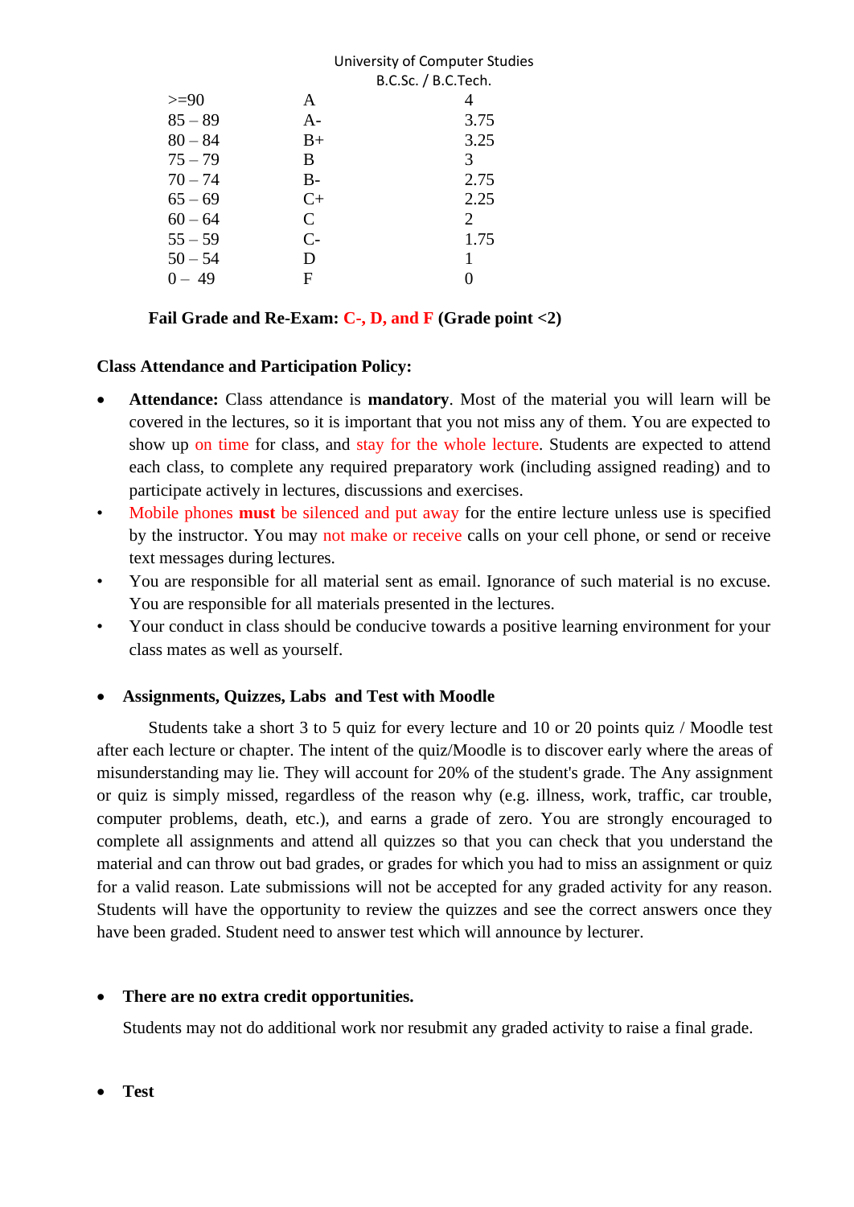| | | |
|---|---|---|
| >=90 | A | 4 |
| 85 – 89 | A- | 3.75 |
| 80 – 84 | B+ | 3.25 |
| 75 – 79 | B | 3 |
| 70 – 74 | B- | 2.75 |
| 65 – 69 | C+ | 2.25 |
| 60 – 64 | C | 2 |
| 55 – 59 | C- | 1.75 |
| 50 – 54 | D | 1 |
| 0 – 49 | F | 0 |

**Fail Grade and Re-Exam: C-, D, and F (Grade point <2)**

**Class Attendance and Participation Policy:**

- **Attendance:** Class attendance is **mandatory**. Most of the material you will learn will be covered in the lectures, so it is important that you not miss any of them. You are expected to show up on time for class, and stay for the whole lecture. Students are expected to attend each class, to complete any required preparatory work (including assigned reading) and to participate actively in lectures, discussions and exercises.
- Mobile phones **must** be silenced and put away for the entire lecture unless use is specified by the instructor. You may not make or receive calls on your cell phone, or send or receive text messages during lectures.
- You are responsible for all material sent as email. Ignorance of such material is no excuse. You are responsible for all materials presented in the lectures.
- Your conduct in class should be conducive towards a positive learning environment for your class mates as well as yourself.

- **Assignments, Quizzes, Labs and Test with Moodle**

Students take a short 3 to 5 quiz for every lecture and 10 or 20 points quiz / Moodle test after each lecture or chapter. The intent of the quiz/Moodle is to discover early where the areas of misunderstanding may lie. They will account for 20% of the student's grade. The Any assignment or quiz is simply missed, regardless of the reason why (e.g. illness, work, traffic, car trouble, computer problems, death, etc.), and earns a grade of zero. You are strongly encouraged to complete all assignments and attend all quizzes so that you can check that you understand the material and can throw out bad grades, or grades for which you had to miss an assignment or quiz for a valid reason. Late submissions will not be accepted for any graded activity for any reason. Students will have the opportunity to review the quizzes and see the correct answers once they have been graded. Student need to answer test which will announce by lecturer.

- **There are no extra credit opportunities.**

  Students may not do additional work nor resubmit any graded activity to raise a final grade.

- **Test**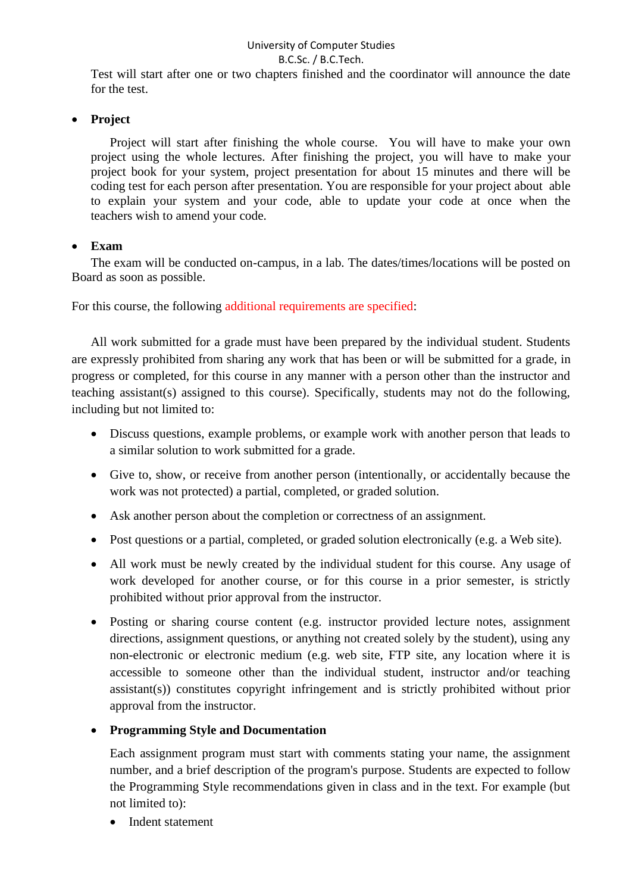Test will start after one or two chapters finished and the coordinator will announce the date for the test.

- **Project**

  Project will start after finishing the whole course. You will have to make your own project using the whole lectures. After finishing the project, you will have to make your project book for your system, project presentation for about 15 minutes and there will be coding test for each person after presentation. You are responsible for your project about able to explain your system and your code, able to update your code at once when the teachers wish to amend your code.

- **Exam**

  The exam will be conducted on-campus, in a lab. The dates/times/locations will be posted on Board as soon as possible.

For this course, the following additional requirements are specified:

All work submitted for a grade must have been prepared by the individual student. Students are expressly prohibited from sharing any work that has been or will be submitted for a grade, in progress or completed, for this course in any manner with a person other than the instructor and teaching assistant(s) assigned to this course). Specifically, students may not do the following, including but not limited to:

- Discuss questions, example problems, or example work with another person that leads to a similar solution to work submitted for a grade.
- Give to, show, or receive from another person (intentionally, or accidentally because the work was not protected) a partial, completed, or graded solution.
- Ask another person about the completion or correctness of an assignment.
- Post questions or a partial, completed, or graded solution electronically (e.g. a Web site).
- All work must be newly created by the individual student for this course. Any usage of work developed for another course, or for this course in a prior semester, is strictly prohibited without prior approval from the instructor.
- Posting or sharing course content (e.g. instructor provided lecture notes, assignment directions, assignment questions, or anything not created solely by the student), using any non-electronic or electronic medium (e.g. web site, FTP site, any location where it is accessible to someone other than the individual student, instructor and/or teaching assistant(s)) constitutes copyright infringement and is strictly prohibited without prior approval from the instructor.
- **Programming Style and Documentation**

  Each assignment program must start with comments stating your name, the assignment number, and a brief description of the program's purpose. Students are expected to follow the Programming Style recommendations given in class and in the text. For example (but not limited to):

  - Indent statement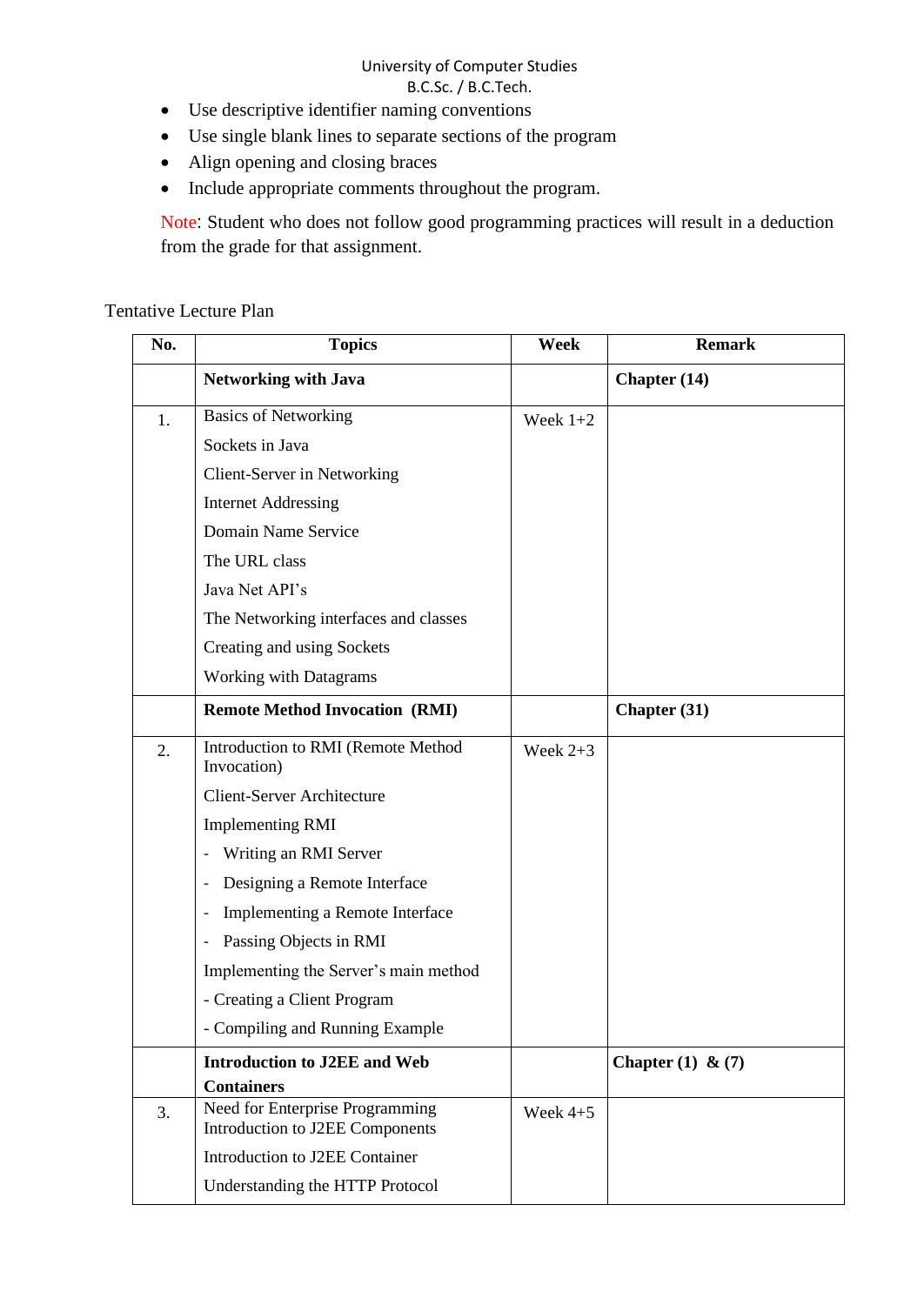- Use descriptive identifier naming conventions
- Use single blank lines to separate sections of the program
- Align opening and closing braces
- Include appropriate comments throughout the program.

Note: Student who does not follow good programming practices will result in a deduction from the grade for that assignment.

Tentative Lecture Plan

| No. | Topics | Week | Remark |
|---|---|---|---|
| | **Networking with Java** | | **Chapter (14)** |
| 1. | Basics of Networking<br>Sockets in Java<br>Client-Server in Networking<br>Internet Addressing<br>Domain Name Service<br>The URL class<br>Java Net API's<br>The Networking interfaces and classes<br>Creating and using Sockets<br>Working with Datagrams | Week 1+2 | |
| | **Remote Method Invocation (RMI)** | | **Chapter (31)** |
| 2. | Introduction to RMI (Remote Method Invocation)<br>Client-Server Architecture<br>Implementing RMI<br>- Writing an RMI Server<br>- Designing a Remote Interface<br>- Implementing a Remote Interface<br>- Passing Objects in RMI<br>Implementing the Server's main method<br>- Creating a Client Program<br>- Compiling and Running Example | Week 2+3 | |
| | **Introduction to J2EE and Web Containers** | | **Chapter (1) & (7)** |
| 3. | Need for Enterprise Programming<br>Introduction to J2EE Components<br>Introduction to J2EE Container<br>Understanding the HTTP Protocol | Week 4+5 | |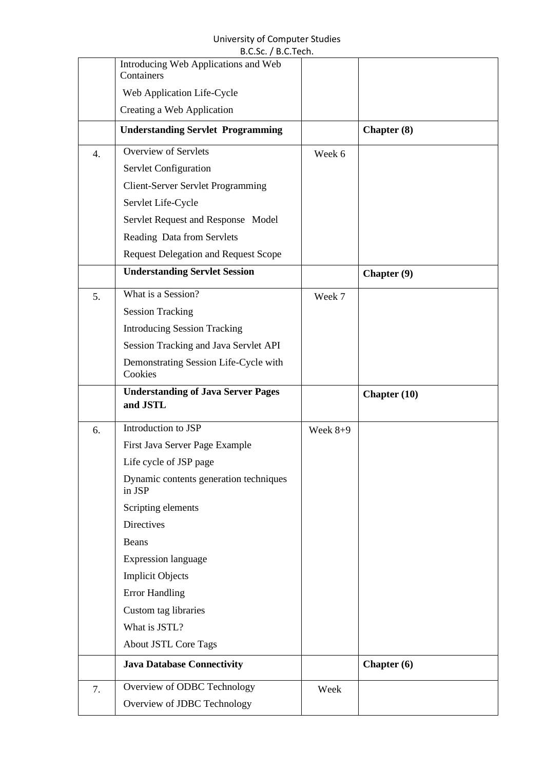| | | | |
|---|---|---|---|
| | Introducing Web Applications and Web Containers<br>Web Application Life-Cycle<br>Creating a Web Application | | |
| | **Understanding Servlet Programming** | | **Chapter (8)** |
| 4. | Overview of Servlets<br>Servlet Configuration<br>Client-Server Servlet Programming<br>Servlet Life-Cycle<br>Servlet Request and Response Model<br>Reading Data from Servlets<br>Request Delegation and Request Scope | Week 6 | |
| | **Understanding Servlet Session** | | **Chapter (9)** |
| 5. | What is a Session?<br>Session Tracking<br>Introducing Session Tracking<br>Session Tracking and Java Servlet API<br>Demonstrating Session Life-Cycle with Cookies | Week 7 | |
| | **Understanding of Java Server Pages and JSTL** | | **Chapter (10)** |
| 6. | Introduction to JSP<br>First Java Server Page Example<br>Life cycle of JSP page<br>Dynamic contents generation techniques in JSP<br>Scripting elements<br>Directives<br>Beans<br>Expression language<br>Implicit Objects<br>Error Handling<br>Custom tag libraries<br>What is JSTL?<br>About JSTL Core Tags | Week 8+9 | |
| | **Java Database Connectivity** | | **Chapter (6)** |
| 7. | Overview of ODBC Technology<br>Overview of JDBC Technology | Week | |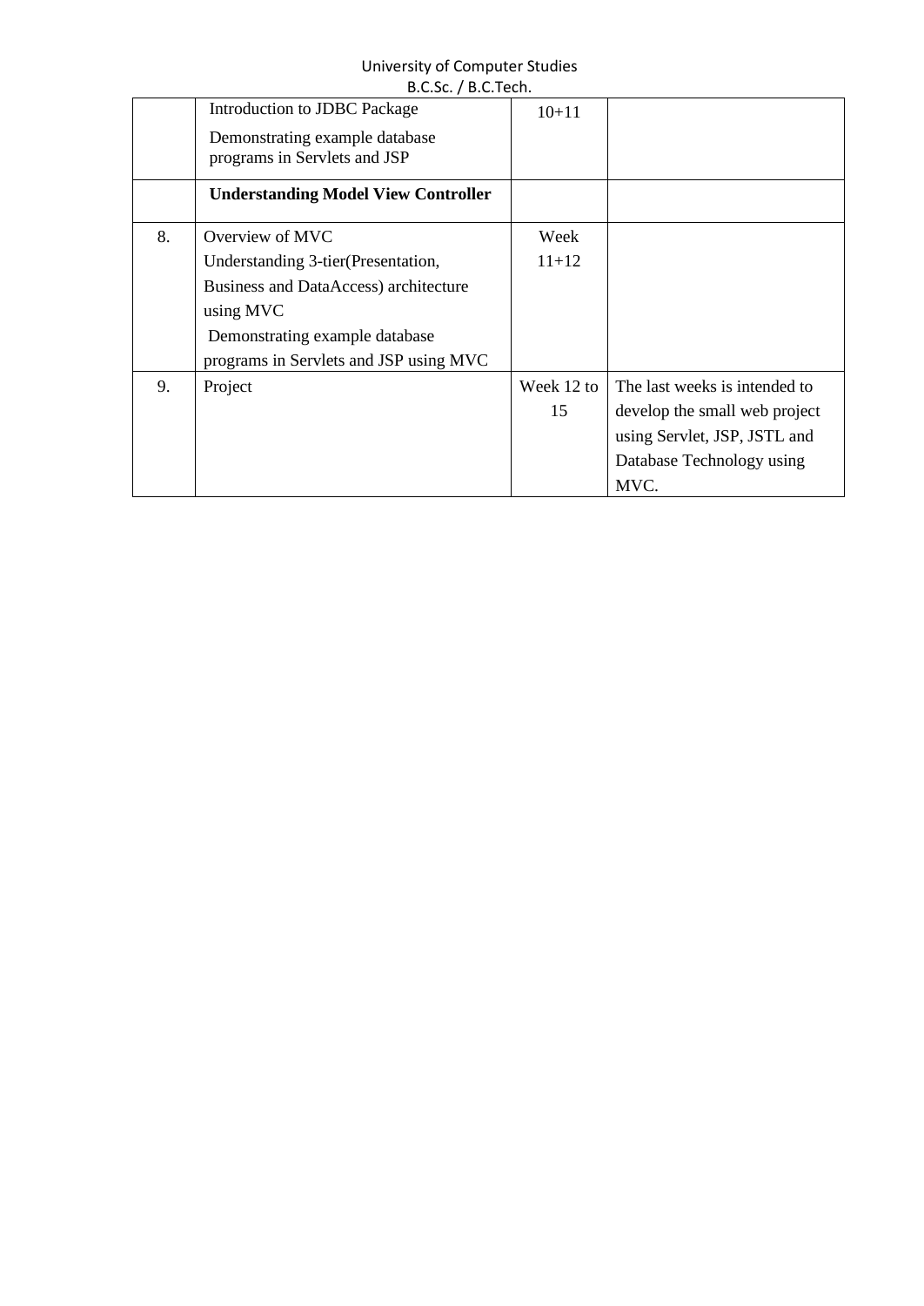| | | | |
|---|---|---|---|
| | Introduction to JDBC Package<br>Demonstrating example database programs in Servlets and JSP | 10+11 | |
| | **Understanding Model View Controller** | | |
| 8. | Overview of MVC<br>Understanding 3-tier(Presentation, Business and DataAccess) architecture using MVC<br>Demonstrating example database programs in Servlets and JSP using MVC | Week 11+12 | |
| 9. | Project | Week 12 to 15 | The last weeks is intended to develop the small web project using Servlet, JSP, JSTL and Database Technology using MVC. |